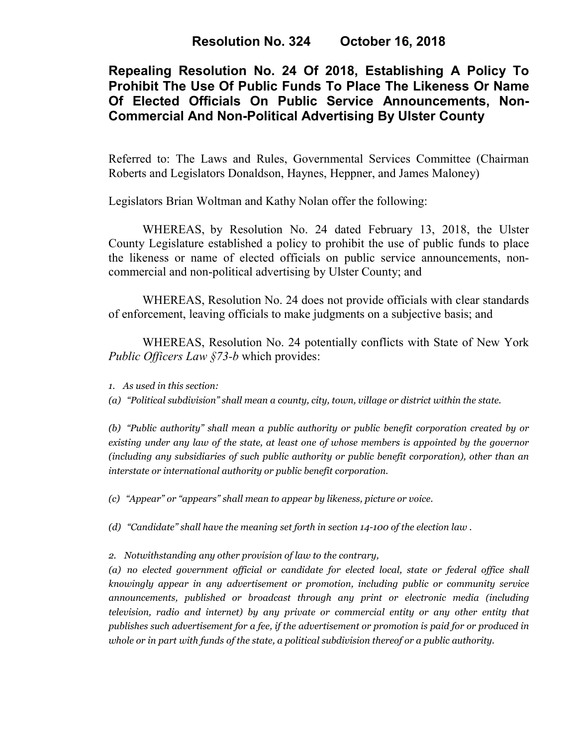**Resolution No. 324 October 16, 2018**

# Repealing Resolution No. 24 Of 2018, Establishing A Policy To Prohibit The Use Of Public Funds To Place The Likeness Or Name Of Elected Officials On Public Service Announcements, Non-Commercial And Non-Political Advertising By Ulster County

Referred to: The Laws and Rules, Governmental Services Committee (Chairman Roberts and Legislators Donaldson, Haynes, Heppner, and James Maloney)

Legislators Brian Woltman and Kathy Nolan offer the following:

WHEREAS, by Resolution No. 24 dated February 13, 2018, the Ulster County Legislature established a policy to prohibit the use of public funds to place the likeness or name of elected officials on public service announcements, non-commercial and non-political advertising by Ulster County; and

WHEREAS, Resolution No. 24 does not provide officials with clear standards of enforcement, leaving officials to make judgments on a subjective basis; and

WHEREAS, Resolution No. 24 potentially conflicts with State of New York *Public Officers Law §73-b* which provides:

*1. As used in this section:*

*(a) "Political subdivision" shall mean a county, city, town, village or district within the state.*

*(b) "Public authority" shall mean a public authority or public benefit corporation created by or existing under any law of the state, at least one of whose members is appointed by the governor (including any subsidiaries of such public authority or public benefit corporation), other than an interstate or international authority or public benefit corporation.*

*(c) "Appear" or "appears" shall mean to appear by likeness, picture or voice.*

*(d) "Candidate" shall have the meaning set forth in section 14-100 of the election law .*

*2. Notwithstanding any other provision of law to the contrary,*

*(a) no elected government official or candidate for elected local, state or federal office shall knowingly appear in any advertisement or promotion, including public or community service announcements, published or broadcast through any print or electronic media (including television, radio and internet) by any private or commercial entity or any other entity that publishes such advertisement for a fee, if the advertisement or promotion is paid for or produced in whole or in part with funds of the state, a political subdivision thereof or a public authority.*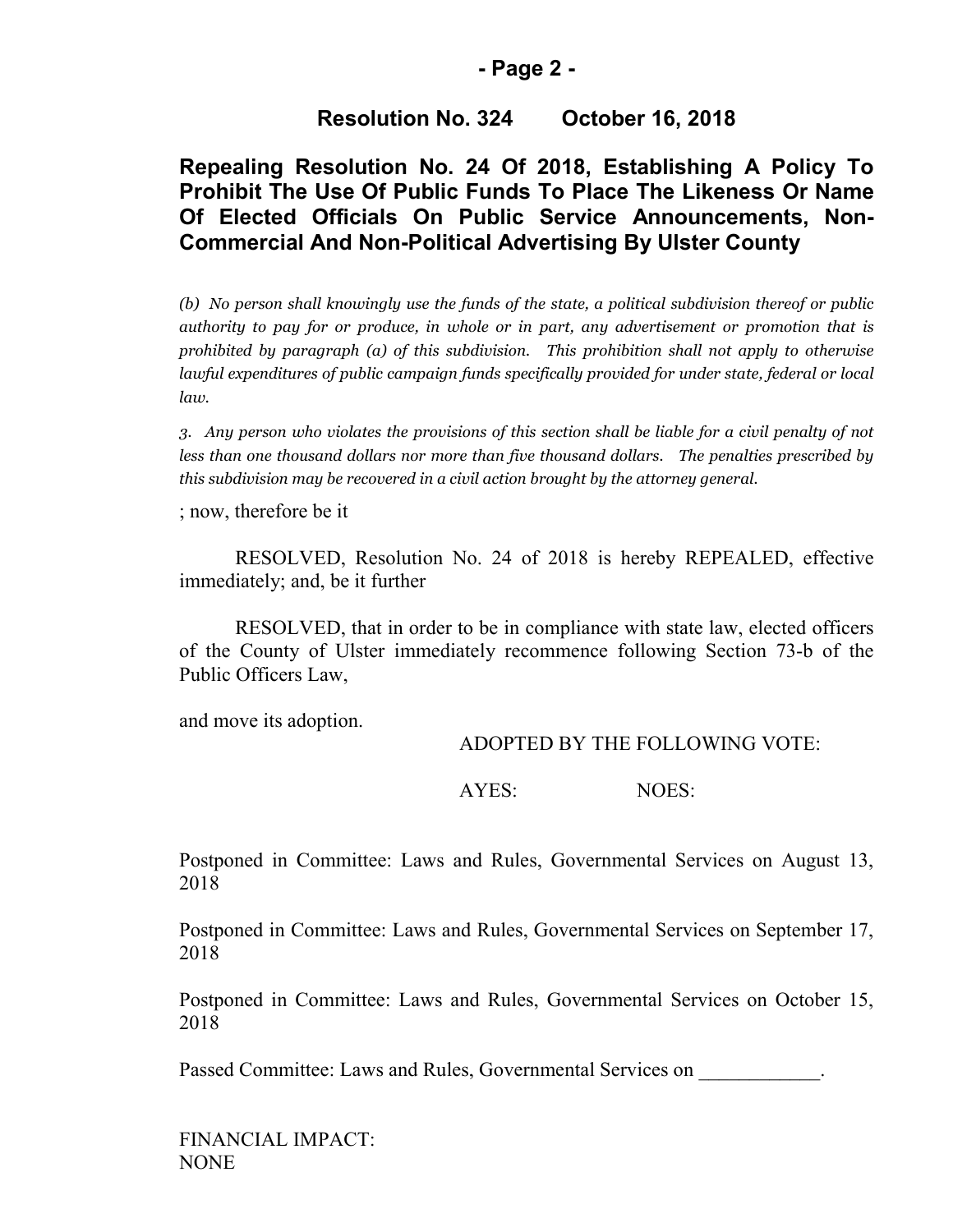## Resolution No. 324 October 16, 2018

## Repealing Resolution No. 24 Of 2018, Establishing A Policy To Prohibit The Use Of Public Funds To Place The Likeness Or Name Of Elected Officials On Public Service Announcements, Non-Commercial And Non-Political Advertising By Ulster County

*(b) No person shall knowingly use the funds of the state, a political subdivision thereof or public authority to pay for or produce, in whole or in part, any advertisement or promotion that is prohibited by paragraph (a) of this subdivision. This prohibition shall not apply to otherwise lawful expenditures of public campaign funds specifically provided for under state, federal or local law.*

*3. Any person who violates the provisions of this section shall be liable for a civil penalty of not less than one thousand dollars nor more than five thousand dollars. The penalties prescribed by this subdivision may be recovered in a civil action brought by the attorney general.*

; now, therefore be it

RESOLVED, Resolution No. 24 of 2018 is hereby REPEALED, effective immediately; and, be it further

RESOLVED, that in order to be in compliance with state law, elected officers of the County of Ulster immediately recommence following Section 73-b of the Public Officers Law,

and move its adoption.

ADOPTED BY THE FOLLOWING VOTE:

AYES: NOES:

Postponed in Committee: Laws and Rules, Governmental Services on August 13, 2018

Postponed in Committee: Laws and Rules, Governmental Services on September 17, 2018

Postponed in Committee: Laws and Rules, Governmental Services on October 15, 2018

Passed Committee: Laws and Rules, Governmental Services on ____________.

FINANCIAL IMPACT:
NONE